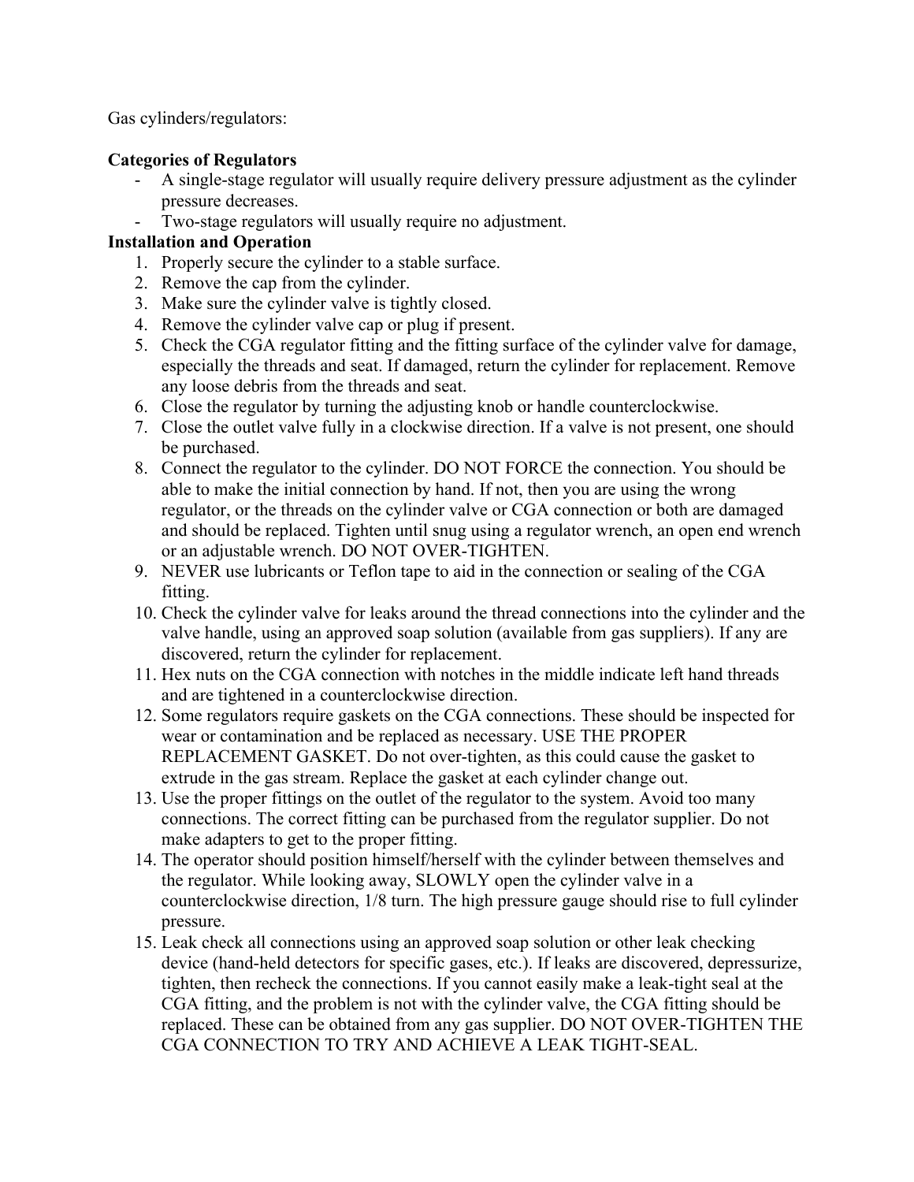Gas cylinders/regulators:

**Categories of Regulators**

- A single-stage regulator will usually require delivery pressure adjustment as the cylinder pressure decreases.
- Two-stage regulators will usually require no adjustment.

**Installation and Operation**

1. Properly secure the cylinder to a stable surface.
2. Remove the cap from the cylinder.
3. Make sure the cylinder valve is tightly closed.
4. Remove the cylinder valve cap or plug if present.
5. Check the CGA regulator fitting and the fitting surface of the cylinder valve for damage, especially the threads and seat. If damaged, return the cylinder for replacement. Remove any loose debris from the threads and seat.
6. Close the regulator by turning the adjusting knob or handle counterclockwise.
7. Close the outlet valve fully in a clockwise direction. If a valve is not present, one should be purchased.
8. Connect the regulator to the cylinder. DO NOT FORCE the connection. You should be able to make the initial connection by hand. If not, then you are using the wrong regulator, or the threads on the cylinder valve or CGA connection or both are damaged and should be replaced. Tighten until snug using a regulator wrench, an open end wrench or an adjustable wrench. DO NOT OVER-TIGHTEN.
9. NEVER use lubricants or Teflon tape to aid in the connection or sealing of the CGA fitting.
10. Check the cylinder valve for leaks around the thread connections into the cylinder and the valve handle, using an approved soap solution (available from gas suppliers). If any are discovered, return the cylinder for replacement.
11. Hex nuts on the CGA connection with notches in the middle indicate left hand threads and are tightened in a counterclockwise direction.
12. Some regulators require gaskets on the CGA connections. These should be inspected for wear or contamination and be replaced as necessary. USE THE PROPER REPLACEMENT GASKET. Do not over-tighten, as this could cause the gasket to extrude in the gas stream. Replace the gasket at each cylinder change out.
13. Use the proper fittings on the outlet of the regulator to the system. Avoid too many connections. The correct fitting can be purchased from the regulator supplier. Do not make adapters to get to the proper fitting.
14. The operator should position himself/herself with the cylinder between themselves and the regulator. While looking away, SLOWLY open the cylinder valve in a counterclockwise direction, 1/8 turn. The high pressure gauge should rise to full cylinder pressure.
15. Leak check all connections using an approved soap solution or other leak checking device (hand-held detectors for specific gases, etc.). If leaks are discovered, depressurize, tighten, then recheck the connections. If you cannot easily make a leak-tight seal at the CGA fitting, and the problem is not with the cylinder valve, the CGA fitting should be replaced. These can be obtained from any gas supplier. DO NOT OVER-TIGHTEN THE CGA CONNECTION TO TRY AND ACHIEVE A LEAK TIGHT-SEAL.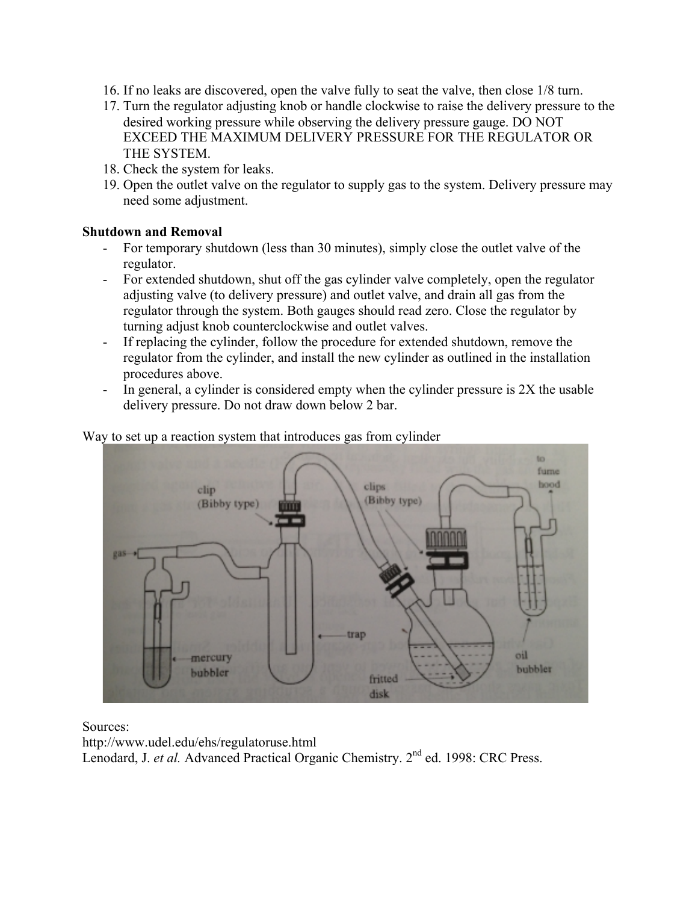16. If no leaks are discovered, open the valve fully to seat the valve, then close 1/8 turn.
17. Turn the regulator adjusting knob or handle clockwise to raise the delivery pressure to the desired working pressure while observing the delivery pressure gauge. DO NOT EXCEED THE MAXIMUM DELIVERY PRESSURE FOR THE REGULATOR OR THE SYSTEM.
18. Check the system for leaks.
19. Open the outlet valve on the regulator to supply gas to the system. Delivery pressure may need some adjustment.

**Shutdown and Removal**

- For temporary shutdown (less than 30 minutes), simply close the outlet valve of the regulator.
- For extended shutdown, shut off the gas cylinder valve completely, open the regulator adjusting valve (to delivery pressure) and outlet valve, and drain all gas from the regulator through the system. Both gauges should read zero. Close the regulator by turning adjust knob counterclockwise and outlet valves.
- If replacing the cylinder, follow the procedure for extended shutdown, remove the regulator from the cylinder, and install the new cylinder as outlined in the installation procedures above.
- In general, a cylinder is considered empty when the cylinder pressure is 2X the usable delivery pressure. Do not draw down below 2 bar.

Way to set up a reaction system that introduces gas from cylinder

gas
clip (Bibby type)
mercury bubbler
trap
clips (Bibby type)
fritted disk
to fume hood
oil bubbler

Sources:
http://www.udel.edu/ehs/regulatoruse.html
Lenodard, J. *et al.* Advanced Practical Organic Chemistry. 2nd ed. 1998: CRC Press.